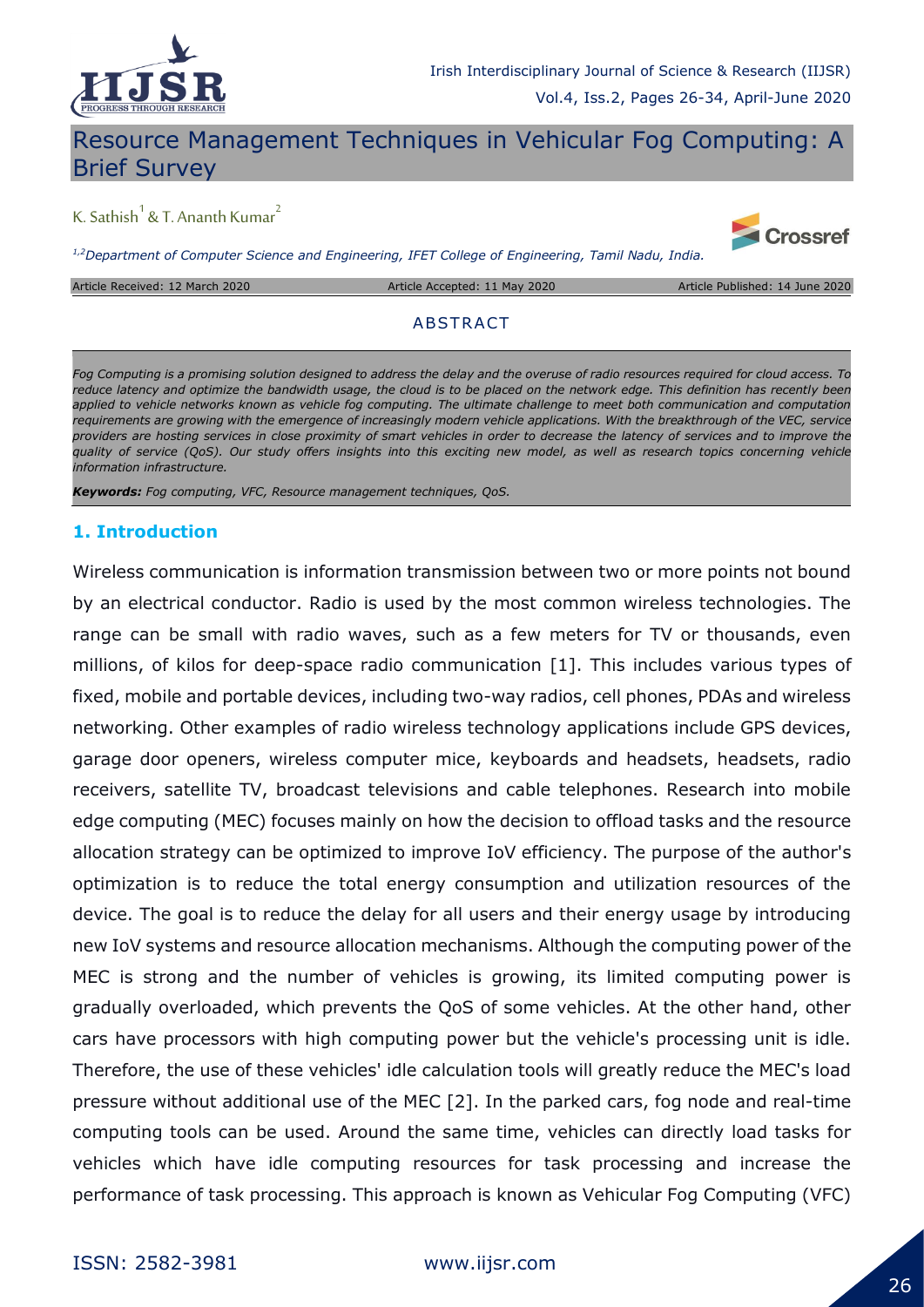# Resource Management Techniques in Vehicular Fog Computing: A Brief Survey

K. Sathish[1] & T. Ananth Kumar[2]

[1,2]*Department of Computer Science and Engineering, IFET College of Engineering, Tamil Nadu, India.*

Article Received: 12 March 2020 Article Accepted: 11 May 2020 Article Published: 14 June 2020

## ABSTRACT

*Fog Computing is a promising solution designed to address the delay and the overuse of radio resources required for cloud access. To reduce latency and optimize the bandwidth usage, the cloud is to be placed on the network edge. This definition has recently been applied to vehicle networks known as vehicle fog computing. The ultimate challenge to meet both communication and computation requirements are growing with the emergence of increasingly modern vehicle applications. With the breakthrough of the VEC, service providers are hosting services in close proximity of smart vehicles in order to decrease the latency of services and to improve the quality of service (QoS). Our study offers insights into this exciting new model, as well as research topics concerning vehicle information infrastructure.*

***Keywords:*** *Fog computing, VFC, Resource management techniques, QoS.*

## 1. Introduction

Wireless communication is information transmission between two or more points not bound by an electrical conductor. Radio is used by the most common wireless technologies. The range can be small with radio waves, such as a few meters for TV or thousands, even millions, of kilos for deep-space radio communication [1]. This includes various types of fixed, mobile and portable devices, including two-way radios, cell phones, PDAs and wireless networking. Other examples of radio wireless technology applications include GPS devices, garage door openers, wireless computer mice, keyboards and headsets, headsets, radio receivers, satellite TV, broadcast televisions and cable telephones. Research into mobile edge computing (MEC) focuses mainly on how the decision to offload tasks and the resource allocation strategy can be optimized to improve IoV efficiency. The purpose of the author's optimization is to reduce the total energy consumption and utilization resources of the device. The goal is to reduce the delay for all users and their energy usage by introducing new IoV systems and resource allocation mechanisms. Although the computing power of the MEC is strong and the number of vehicles is growing, its limited computing power is gradually overloaded, which prevents the QoS of some vehicles. At the other hand, other cars have processors with high computing power but the vehicle's processing unit is idle. Therefore, the use of these vehicles' idle calculation tools will greatly reduce the MEC's load pressure without additional use of the MEC [2]. In the parked cars, fog node and real-time computing tools can be used. Around the same time, vehicles can directly load tasks for vehicles which have idle computing resources for task processing and increase the performance of task processing. This approach is known as Vehicular Fog Computing (VFC)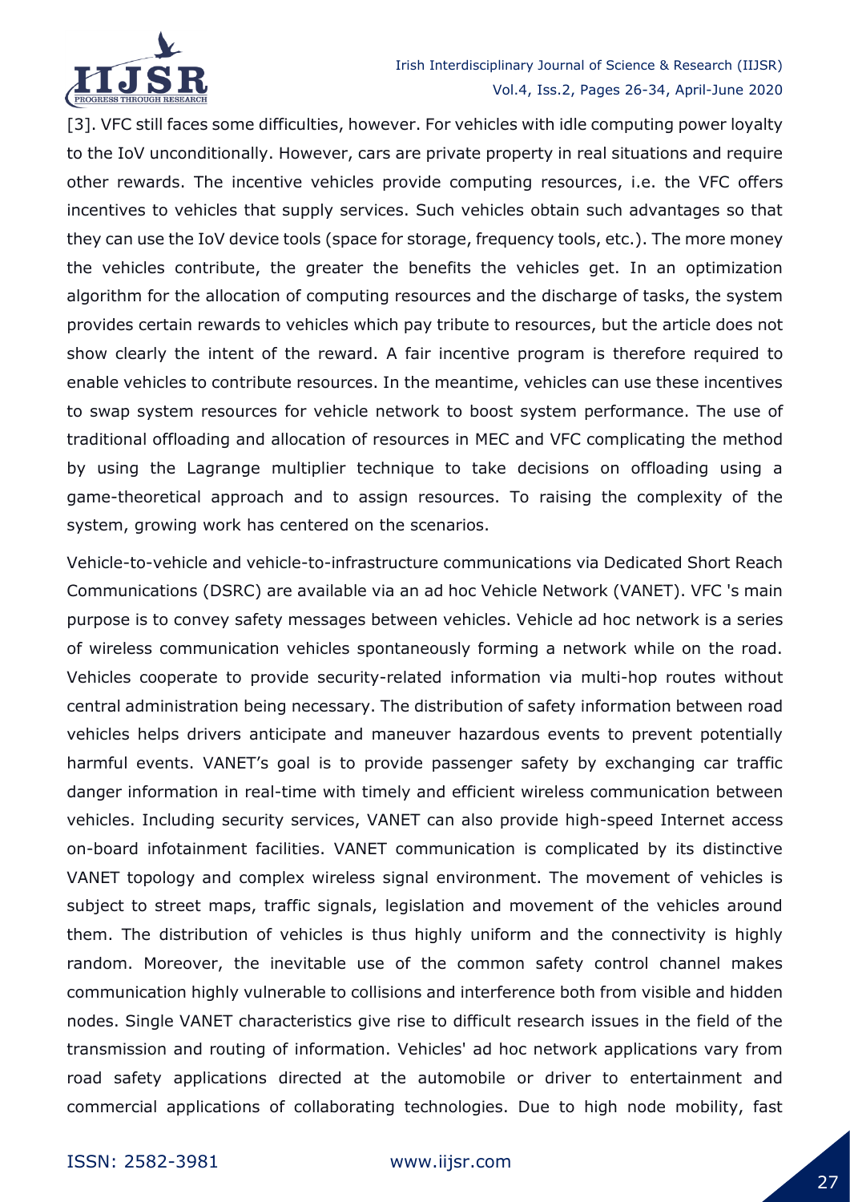[3]. VFC still faces some difficulties, however. For vehicles with idle computing power loyalty to the IoV unconditionally. However, cars are private property in real situations and require other rewards. The incentive vehicles provide computing resources, i.e. the VFC offers incentives to vehicles that supply services. Such vehicles obtain such advantages so that they can use the IoV device tools (space for storage, frequency tools, etc.). The more money the vehicles contribute, the greater the benefits the vehicles get. In an optimization algorithm for the allocation of computing resources and the discharge of tasks, the system provides certain rewards to vehicles which pay tribute to resources, but the article does not show clearly the intent of the reward. A fair incentive program is therefore required to enable vehicles to contribute resources. In the meantime, vehicles can use these incentives to swap system resources for vehicle network to boost system performance. The use of traditional offloading and allocation of resources in MEC and VFC complicating the method by using the Lagrange multiplier technique to take decisions on offloading using a game-theoretical approach and to assign resources. To raising the complexity of the system, growing work has centered on the scenarios.

Vehicle-to-vehicle and vehicle-to-infrastructure communications via Dedicated Short Reach Communications (DSRC) are available via an ad hoc Vehicle Network (VANET). VFC 's main purpose is to convey safety messages between vehicles. Vehicle ad hoc network is a series of wireless communication vehicles spontaneously forming a network while on the road. Vehicles cooperate to provide security-related information via multi-hop routes without central administration being necessary. The distribution of safety information between road vehicles helps drivers anticipate and maneuver hazardous events to prevent potentially harmful events. VANET's goal is to provide passenger safety by exchanging car traffic danger information in real-time with timely and efficient wireless communication between vehicles. Including security services, VANET can also provide high-speed Internet access on-board infotainment facilities. VANET communication is complicated by its distinctive VANET topology and complex wireless signal environment. The movement of vehicles is subject to street maps, traffic signals, legislation and movement of the vehicles around them. The distribution of vehicles is thus highly uniform and the connectivity is highly random. Moreover, the inevitable use of the common safety control channel makes communication highly vulnerable to collisions and interference both from visible and hidden nodes. Single VANET characteristics give rise to difficult research issues in the field of the transmission and routing of information. Vehicles' ad hoc network applications vary from road safety applications directed at the automobile or driver to entertainment and commercial applications of collaborating technologies. Due to high node mobility, fast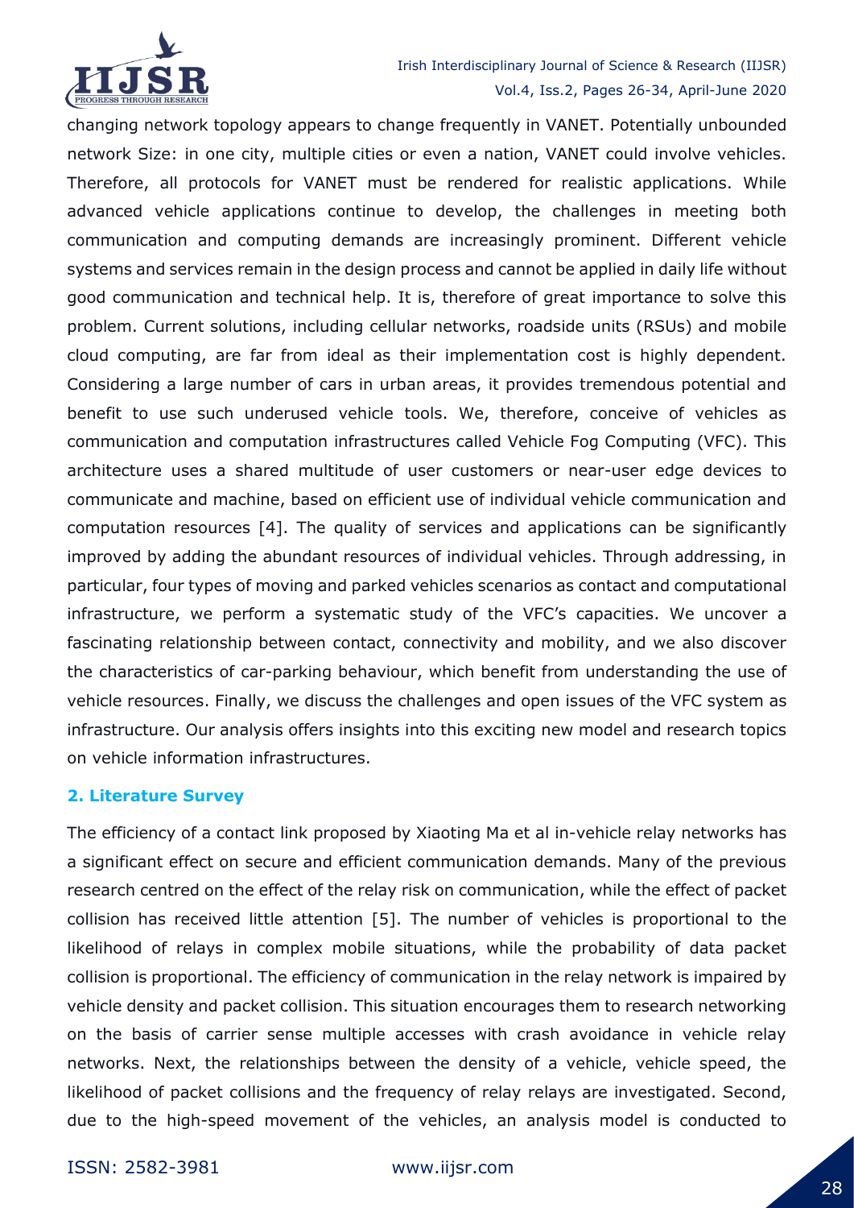changing network topology appears to change frequently in VANET. Potentially unbounded network Size: in one city, multiple cities or even a nation, VANET could involve vehicles. Therefore, all protocols for VANET must be rendered for realistic applications. While advanced vehicle applications continue to develop, the challenges in meeting both communication and computing demands are increasingly prominent. Different vehicle systems and services remain in the design process and cannot be applied in daily life without good communication and technical help. It is, therefore of great importance to solve this problem. Current solutions, including cellular networks, roadside units (RSUs) and mobile cloud computing, are far from ideal as their implementation cost is highly dependent. Considering a large number of cars in urban areas, it provides tremendous potential and benefit to use such underused vehicle tools. We, therefore, conceive of vehicles as communication and computation infrastructures called Vehicle Fog Computing (VFC). This architecture uses a shared multitude of user customers or near-user edge devices to communicate and machine, based on efficient use of individual vehicle communication and computation resources [4]. The quality of services and applications can be significantly improved by adding the abundant resources of individual vehicles. Through addressing, in particular, four types of moving and parked vehicles scenarios as contact and computational infrastructure, we perform a systematic study of the VFC's capacities. We uncover a fascinating relationship between contact, connectivity and mobility, and we also discover the characteristics of car-parking behaviour, which benefit from understanding the use of vehicle resources. Finally, we discuss the challenges and open issues of the VFC system as infrastructure. Our analysis offers insights into this exciting new model and research topics on vehicle information infrastructures.

## 2. Literature Survey

The efficiency of a contact link proposed by Xiaoting Ma et al in-vehicle relay networks has a significant effect on secure and efficient communication demands. Many of the previous research centred on the effect of the relay risk on communication, while the effect of packet collision has received little attention [5]. The number of vehicles is proportional to the likelihood of relays in complex mobile situations, while the probability of data packet collision is proportional. The efficiency of communication in the relay network is impaired by vehicle density and packet collision. This situation encourages them to research networking on the basis of carrier sense multiple accesses with crash avoidance in vehicle relay networks. Next, the relationships between the density of a vehicle, vehicle speed, the likelihood of packet collisions and the frequency of relay relays are investigated. Second, due to the high-speed movement of the vehicles, an analysis model is conducted to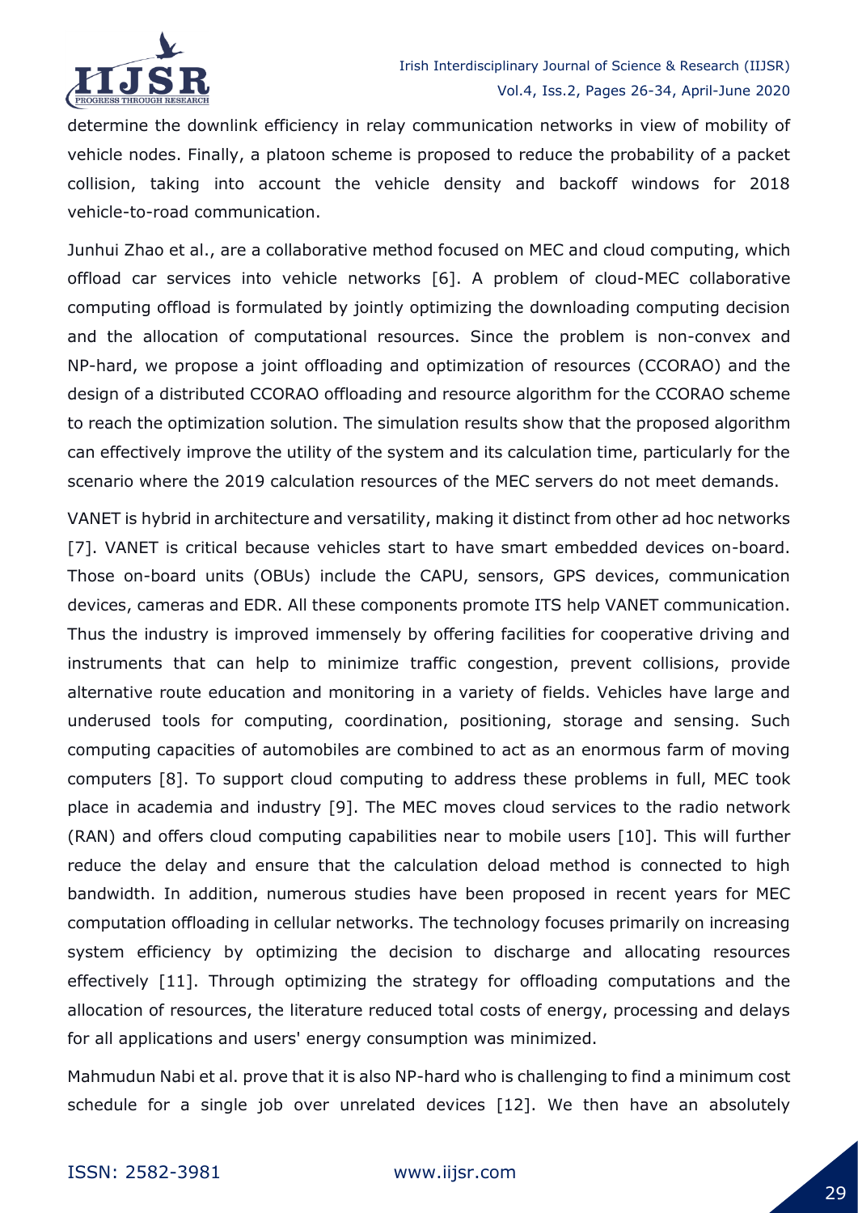determine the downlink efficiency in relay communication networks in view of mobility of vehicle nodes. Finally, a platoon scheme is proposed to reduce the probability of a packet collision, taking into account the vehicle density and backoff windows for 2018 vehicle-to-road communication.

Junhui Zhao et al., are a collaborative method focused on MEC and cloud computing, which offload car services into vehicle networks [6]. A problem of cloud-MEC collaborative computing offload is formulated by jointly optimizing the downloading computing decision and the allocation of computational resources. Since the problem is non-convex and NP-hard, we propose a joint offloading and optimization of resources (CCORAO) and the design of a distributed CCORAO offloading and resource algorithm for the CCORAO scheme to reach the optimization solution. The simulation results show that the proposed algorithm can effectively improve the utility of the system and its calculation time, particularly for the scenario where the 2019 calculation resources of the MEC servers do not meet demands.

VANET is hybrid in architecture and versatility, making it distinct from other ad hoc networks [7]. VANET is critical because vehicles start to have smart embedded devices on-board. Those on-board units (OBUs) include the CAPU, sensors, GPS devices, communication devices, cameras and EDR. All these components promote ITS help VANET communication. Thus the industry is improved immensely by offering facilities for cooperative driving and instruments that can help to minimize traffic congestion, prevent collisions, provide alternative route education and monitoring in a variety of fields. Vehicles have large and underused tools for computing, coordination, positioning, storage and sensing. Such computing capacities of automobiles are combined to act as an enormous farm of moving computers [8]. To support cloud computing to address these problems in full, MEC took place in academia and industry [9]. The MEC moves cloud services to the radio network (RAN) and offers cloud computing capabilities near to mobile users [10]. This will further reduce the delay and ensure that the calculation deload method is connected to high bandwidth. In addition, numerous studies have been proposed in recent years for MEC computation offloading in cellular networks. The technology focuses primarily on increasing system efficiency by optimizing the decision to discharge and allocating resources effectively [11]. Through optimizing the strategy for offloading computations and the allocation of resources, the literature reduced total costs of energy, processing and delays for all applications and users' energy consumption was minimized.

Mahmudun Nabi et al. prove that it is also NP-hard who is challenging to find a minimum cost schedule for a single job over unrelated devices [12]. We then have an absolutely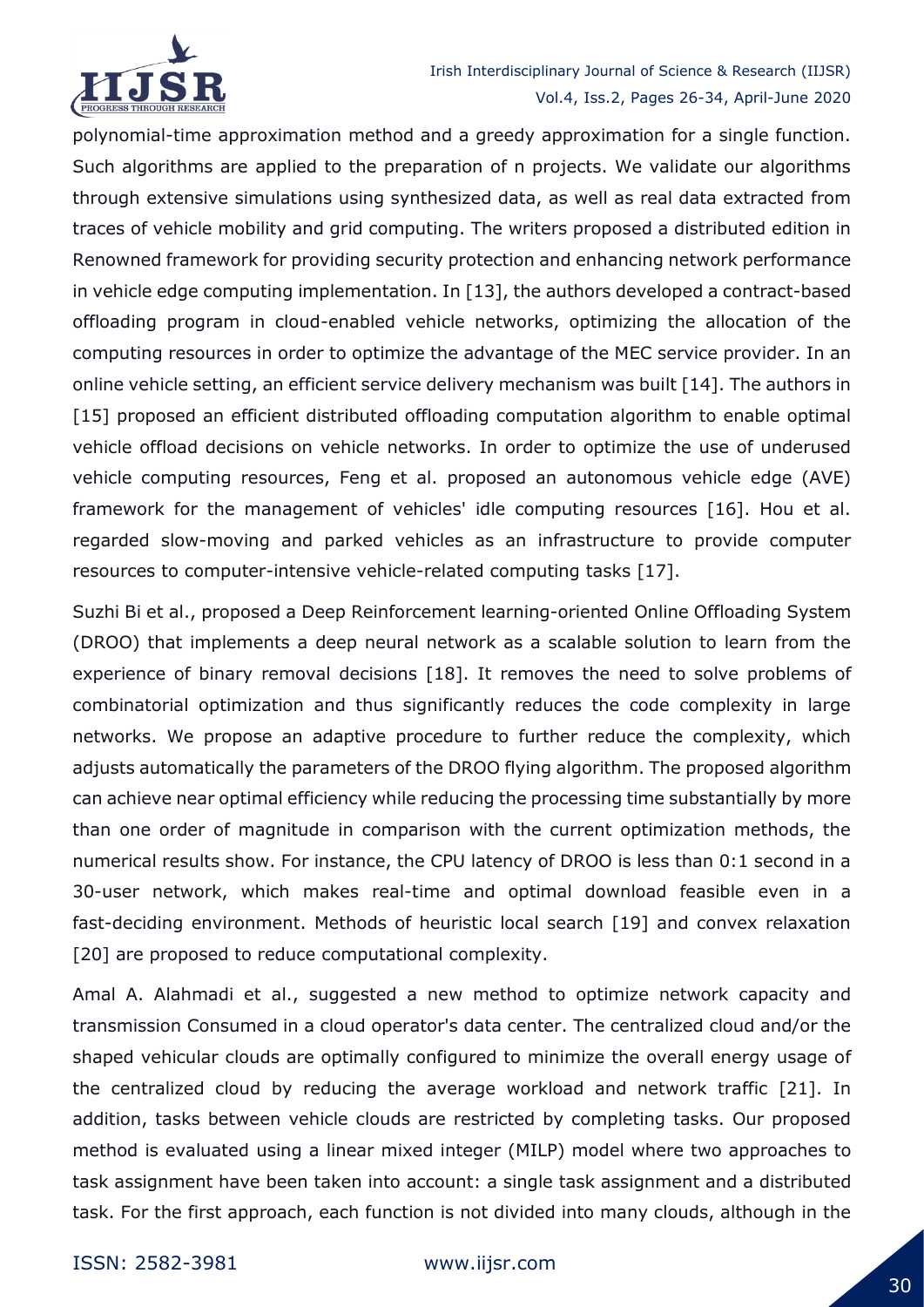polynomial-time approximation method and a greedy approximation for a single function. Such algorithms are applied to the preparation of n projects. We validate our algorithms through extensive simulations using synthesized data, as well as real data extracted from traces of vehicle mobility and grid computing. The writers proposed a distributed edition in Renowned framework for providing security protection and enhancing network performance in vehicle edge computing implementation. In [13], the authors developed a contract-based offloading program in cloud-enabled vehicle networks, optimizing the allocation of the computing resources in order to optimize the advantage of the MEC service provider. In an online vehicle setting, an efficient service delivery mechanism was built [14]. The authors in [15] proposed an efficient distributed offloading computation algorithm to enable optimal vehicle offload decisions on vehicle networks. In order to optimize the use of underused vehicle computing resources, Feng et al. proposed an autonomous vehicle edge (AVE) framework for the management of vehicles' idle computing resources [16]. Hou et al. regarded slow-moving and parked vehicles as an infrastructure to provide computer resources to computer-intensive vehicle-related computing tasks [17].

Suzhi Bi et al., proposed a Deep Reinforcement learning-oriented Online Offloading System (DROO) that implements a deep neural network as a scalable solution to learn from the experience of binary removal decisions [18]. It removes the need to solve problems of combinatorial optimization and thus significantly reduces the code complexity in large networks. We propose an adaptive procedure to further reduce the complexity, which adjusts automatically the parameters of the DROO flying algorithm. The proposed algorithm can achieve near optimal efficiency while reducing the processing time substantially by more than one order of magnitude in comparison with the current optimization methods, the numerical results show. For instance, the CPU latency of DROO is less than 0:1 second in a 30-user network, which makes real-time and optimal download feasible even in a fast-deciding environment. Methods of heuristic local search [19] and convex relaxation [20] are proposed to reduce computational complexity.

Amal A. Alahmadi et al., suggested a new method to optimize network capacity and transmission Consumed in a cloud operator's data center. The centralized cloud and/or the shaped vehicular clouds are optimally configured to minimize the overall energy usage of the centralized cloud by reducing the average workload and network traffic [21]. In addition, tasks between vehicle clouds are restricted by completing tasks. Our proposed method is evaluated using a linear mixed integer (MILP) model where two approaches to task assignment have been taken into account: a single task assignment and a distributed task. For the first approach, each function is not divided into many clouds, although in the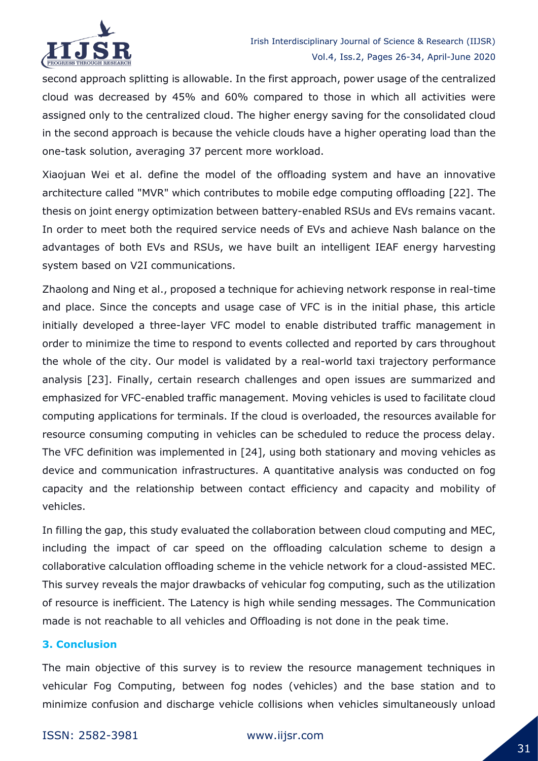second approach splitting is allowable. In the first approach, power usage of the centralized cloud was decreased by 45% and 60% compared to those in which all activities were assigned only to the centralized cloud. The higher energy saving for the consolidated cloud in the second approach is because the vehicle clouds have a higher operating load than the one-task solution, averaging 37 percent more workload.

Xiaojuan Wei et al. define the model of the offloading system and have an innovative architecture called "MVR" which contributes to mobile edge computing offloading [22]. The thesis on joint energy optimization between battery-enabled RSUs and EVs remains vacant. In order to meet both the required service needs of EVs and achieve Nash balance on the advantages of both EVs and RSUs, we have built an intelligent IEAF energy harvesting system based on V2I communications.

Zhaolong and Ning et al., proposed a technique for achieving network response in real-time and place. Since the concepts and usage case of VFC is in the initial phase, this article initially developed a three-layer VFC model to enable distributed traffic management in order to minimize the time to respond to events collected and reported by cars throughout the whole of the city. Our model is validated by a real-world taxi trajectory performance analysis [23]. Finally, certain research challenges and open issues are summarized and emphasized for VFC-enabled traffic management. Moving vehicles is used to facilitate cloud computing applications for terminals. If the cloud is overloaded, the resources available for resource consuming computing in vehicles can be scheduled to reduce the process delay. The VFC definition was implemented in [24], using both stationary and moving vehicles as device and communication infrastructures. A quantitative analysis was conducted on fog capacity and the relationship between contact efficiency and capacity and mobility of vehicles.

In filling the gap, this study evaluated the collaboration between cloud computing and MEC, including the impact of car speed on the offloading calculation scheme to design a collaborative calculation offloading scheme in the vehicle network for a cloud-assisted MEC. This survey reveals the major drawbacks of vehicular fog computing, such as the utilization of resource is inefficient. The Latency is high while sending messages. The Communication made is not reachable to all vehicles and Offloading is not done in the peak time.

## 3. Conclusion

The main objective of this survey is to review the resource management techniques in vehicular Fog Computing, between fog nodes (vehicles) and the base station and to minimize confusion and discharge vehicle collisions when vehicles simultaneously unload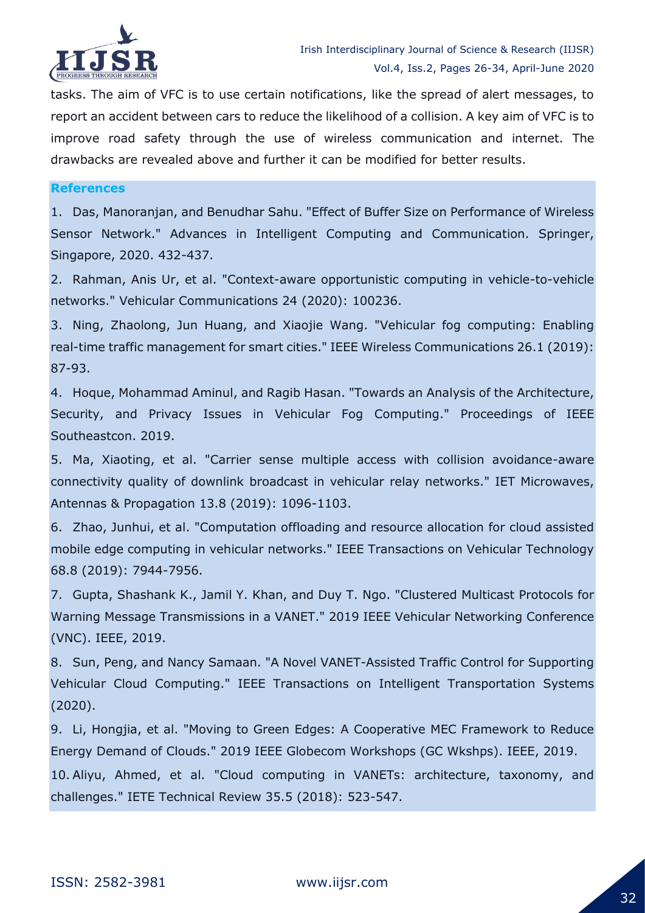tasks. The aim of VFC is to use certain notifications, like the spread of alert messages, to report an accident between cars to reduce the likelihood of a collision. A key aim of VFC is to improve road safety through the use of wireless communication and internet. The drawbacks are revealed above and further it can be modified for better results.

## References

1. Das, Manoranjan, and Benudhar Sahu. "Effect of Buffer Size on Performance of Wireless Sensor Network." Advances in Intelligent Computing and Communication. Springer, Singapore, 2020. 432-437.

2. Rahman, Anis Ur, et al. "Context-aware opportunistic computing in vehicle-to-vehicle networks." Vehicular Communications 24 (2020): 100236.

3. Ning, Zhaolong, Jun Huang, and Xiaojie Wang. "Vehicular fog computing: Enabling real-time traffic management for smart cities." IEEE Wireless Communications 26.1 (2019): 87-93.

4. Hoque, Mohammad Aminul, and Ragib Hasan. "Towards an Analysis of the Architecture, Security, and Privacy Issues in Vehicular Fog Computing." Proceedings of IEEE Southeastcon. 2019.

5. Ma, Xiaoting, et al. "Carrier sense multiple access with collision avoidance-aware connectivity quality of downlink broadcast in vehicular relay networks." IET Microwaves, Antennas & Propagation 13.8 (2019): 1096-1103.

6. Zhao, Junhui, et al. "Computation offloading and resource allocation for cloud assisted mobile edge computing in vehicular networks." IEEE Transactions on Vehicular Technology 68.8 (2019): 7944-7956.

7. Gupta, Shashank K., Jamil Y. Khan, and Duy T. Ngo. "Clustered Multicast Protocols for Warning Message Transmissions in a VANET." 2019 IEEE Vehicular Networking Conference (VNC). IEEE, 2019.

8. Sun, Peng, and Nancy Samaan. "A Novel VANET-Assisted Traffic Control for Supporting Vehicular Cloud Computing." IEEE Transactions on Intelligent Transportation Systems (2020).

9. Li, Hongjia, et al. "Moving to Green Edges: A Cooperative MEC Framework to Reduce Energy Demand of Clouds." 2019 IEEE Globecom Workshops (GC Wkshps). IEEE, 2019.

10. Aliyu, Ahmed, et al. "Cloud computing in VANETs: architecture, taxonomy, and challenges." IETE Technical Review 35.5 (2018): 523-547.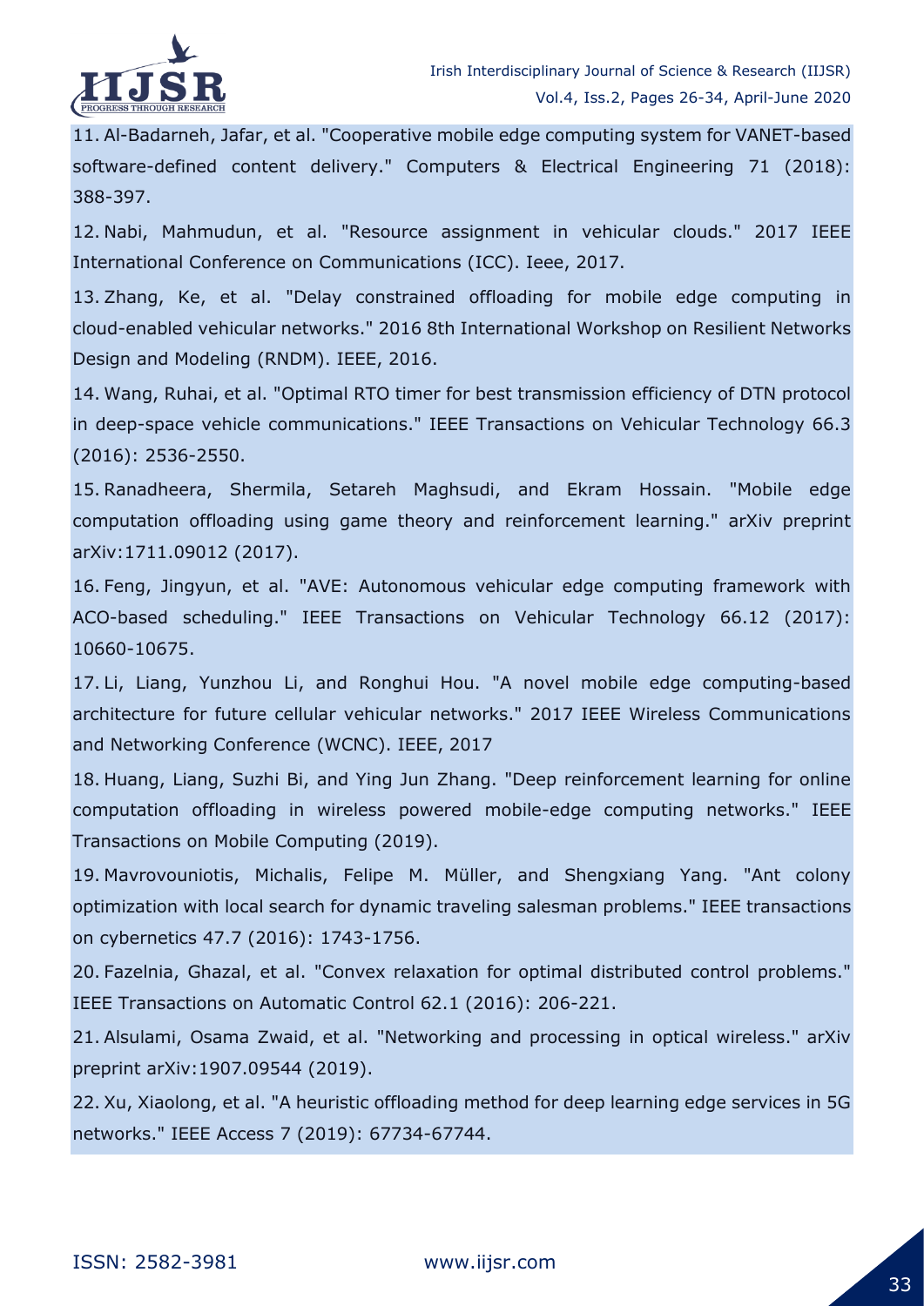11. Al-Badarneh, Jafar, et al. "Cooperative mobile edge computing system for VANET-based software-defined content delivery." Computers & Electrical Engineering 71 (2018): 388-397.

12. Nabi, Mahmudun, et al. "Resource assignment in vehicular clouds." 2017 IEEE International Conference on Communications (ICC). Ieee, 2017.

13. Zhang, Ke, et al. "Delay constrained offloading for mobile edge computing in cloud-enabled vehicular networks." 2016 8th International Workshop on Resilient Networks Design and Modeling (RNDM). IEEE, 2016.

14. Wang, Ruhai, et al. "Optimal RTO timer for best transmission efficiency of DTN protocol in deep-space vehicle communications." IEEE Transactions on Vehicular Technology 66.3 (2016): 2536-2550.

15. Ranadheera, Shermila, Setareh Maghsudi, and Ekram Hossain. "Mobile edge computation offloading using game theory and reinforcement learning." arXiv preprint arXiv:1711.09012 (2017).

16. Feng, Jingyun, et al. "AVE: Autonomous vehicular edge computing framework with ACO-based scheduling." IEEE Transactions on Vehicular Technology 66.12 (2017): 10660-10675.

17. Li, Liang, Yunzhou Li, and Ronghui Hou. "A novel mobile edge computing-based architecture for future cellular vehicular networks." 2017 IEEE Wireless Communications and Networking Conference (WCNC). IEEE, 2017

18. Huang, Liang, Suzhi Bi, and Ying Jun Zhang. "Deep reinforcement learning for online computation offloading in wireless powered mobile-edge computing networks." IEEE Transactions on Mobile Computing (2019).

19. Mavrovouniotis, Michalis, Felipe M. Müller, and Shengxiang Yang. "Ant colony optimization with local search for dynamic traveling salesman problems." IEEE transactions on cybernetics 47.7 (2016): 1743-1756.

20. Fazelnia, Ghazal, et al. "Convex relaxation for optimal distributed control problems." IEEE Transactions on Automatic Control 62.1 (2016): 206-221.

21. Alsulami, Osama Zwaid, et al. "Networking and processing in optical wireless." arXiv preprint arXiv:1907.09544 (2019).

22. Xu, Xiaolong, et al. "A heuristic offloading method for deep learning edge services in 5G networks." IEEE Access 7 (2019): 67734-67744.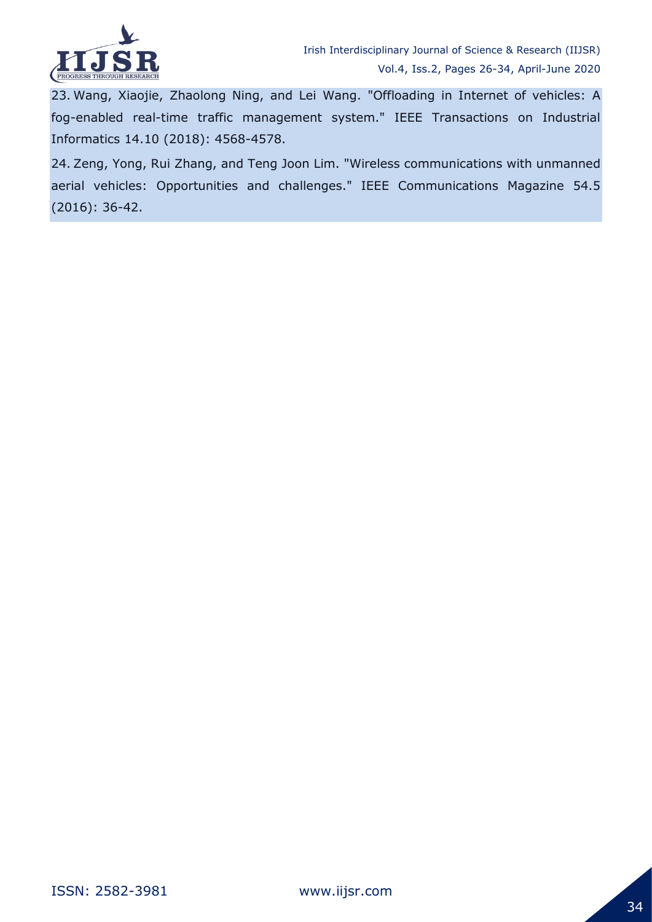23. Wang, Xiaojie, Zhaolong Ning, and Lei Wang. "Offloading in Internet of vehicles: A fog-enabled real-time traffic management system." IEEE Transactions on Industrial Informatics 14.10 (2018): 4568-4578.

24. Zeng, Yong, Rui Zhang, and Teng Joon Lim. "Wireless communications with unmanned aerial vehicles: Opportunities and challenges." IEEE Communications Magazine 54.5 (2016): 36-42.